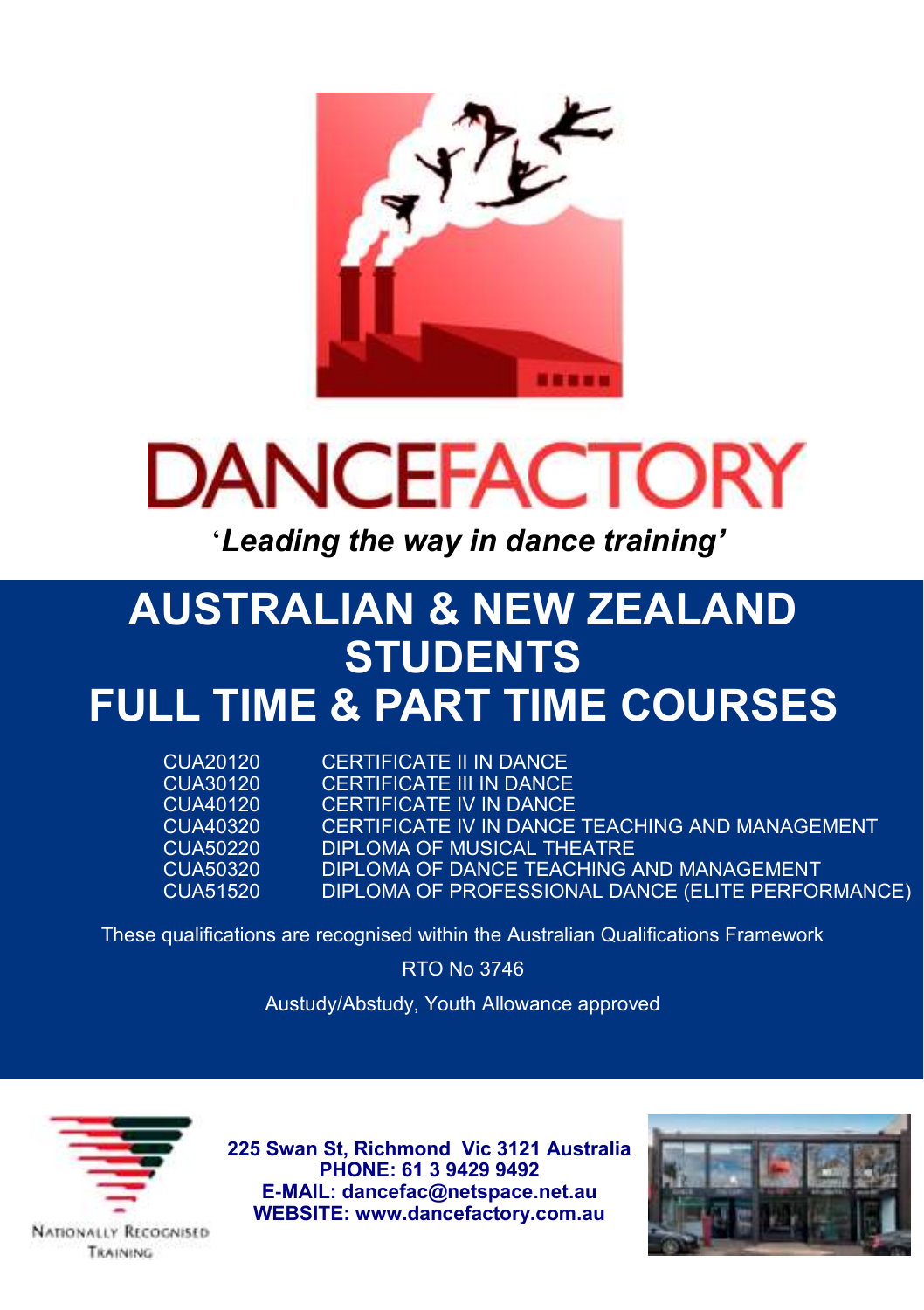# DANCEFACTORY

*'Leading the way in dance training'*

# AUSTRALIAN & NEW ZEALAND STUDENTS FULL TIME & PART TIME COURSES

| | |
|---|---|
| CUA20120 | CERTIFICATE II IN DANCE |
| CUA30120 | CERTIFICATE III IN DANCE |
| CUA40120 | CERTIFICATE IV IN DANCE |
| CUA40320 | CERTIFICATE IV IN DANCE TEACHING AND MANAGEMENT |
| CUA50220 | DIPLOMA OF MUSICAL THEATRE |
| CUA50320 | DIPLOMA OF DANCE TEACHING AND MANAGEMENT |
| CUA51520 | DIPLOMA OF PROFESSIONAL DANCE (ELITE PERFORMANCE) |

These qualifications are recognised within the Australian Qualifications Framework

RTO No 3746

Austudy/Abstudy, Youth Allowance approved

NATIONALLY RECOGNISED TRAINING

**225 Swan St, Richmond Vic 3121 Australia**
**PHONE: 61 3 9429 9492**
**E-MAIL: dancefac@netspace.net.au**
**WEBSITE: www.dancefactory.com.au**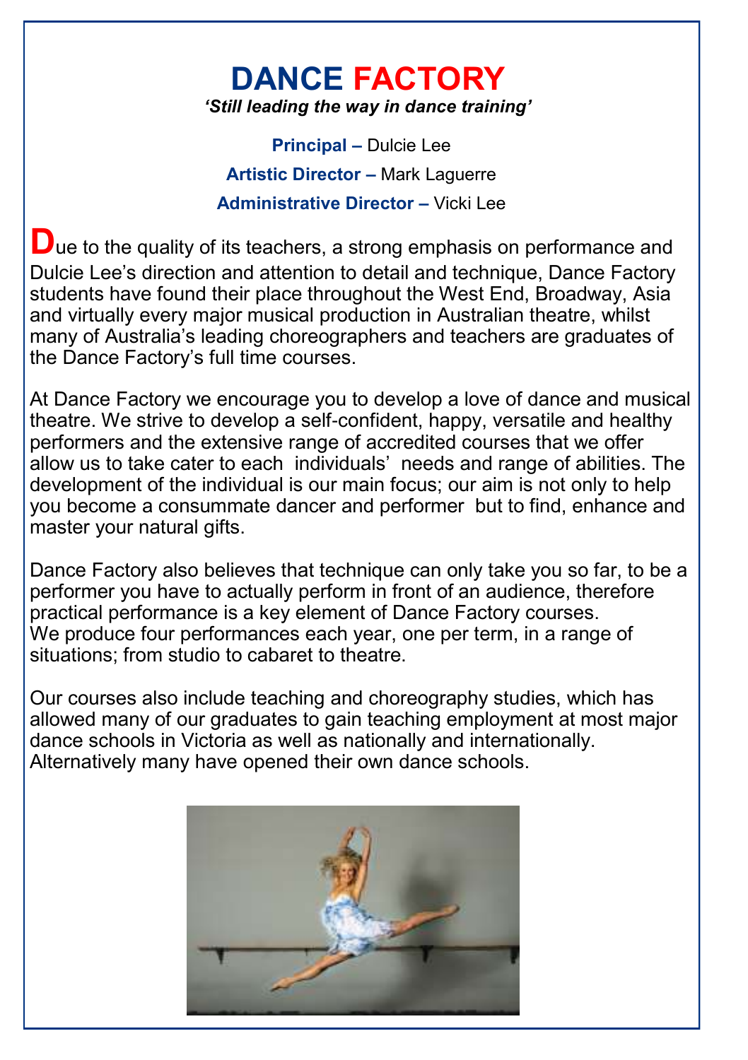# DANCE FACTORY

*'Still leading the way in dance training'*

**Principal –** Dulcie Lee

**Artistic Director –** Mark Laguerre

**Administrative Director –** Vicki Lee

Due to the quality of its teachers, a strong emphasis on performance and Dulcie Lee's direction and attention to detail and technique, Dance Factory students have found their place throughout the West End, Broadway, Asia and virtually every major musical production in Australian theatre, whilst many of Australia's leading choreographers and teachers are graduates of the Dance Factory's full time courses.

At Dance Factory we encourage you to develop a love of dance and musical theatre. We strive to develop a self-confident, happy, versatile and healthy performers and the extensive range of accredited courses that we offer allow us to take cater to each individuals' needs and range of abilities. The development of the individual is our main focus; our aim is not only to help you become a consummate dancer and performer but to find, enhance and master your natural gifts.

Dance Factory also believes that technique can only take you so far, to be a performer you have to actually perform in front of an audience, therefore practical performance is a key element of Dance Factory courses. We produce four performances each year, one per term, in a range of situations; from studio to cabaret to theatre.

Our courses also include teaching and choreography studies, which has allowed many of our graduates to gain teaching employment at most major dance schools in Victoria as well as nationally and internationally. Alternatively many have opened their own dance schools.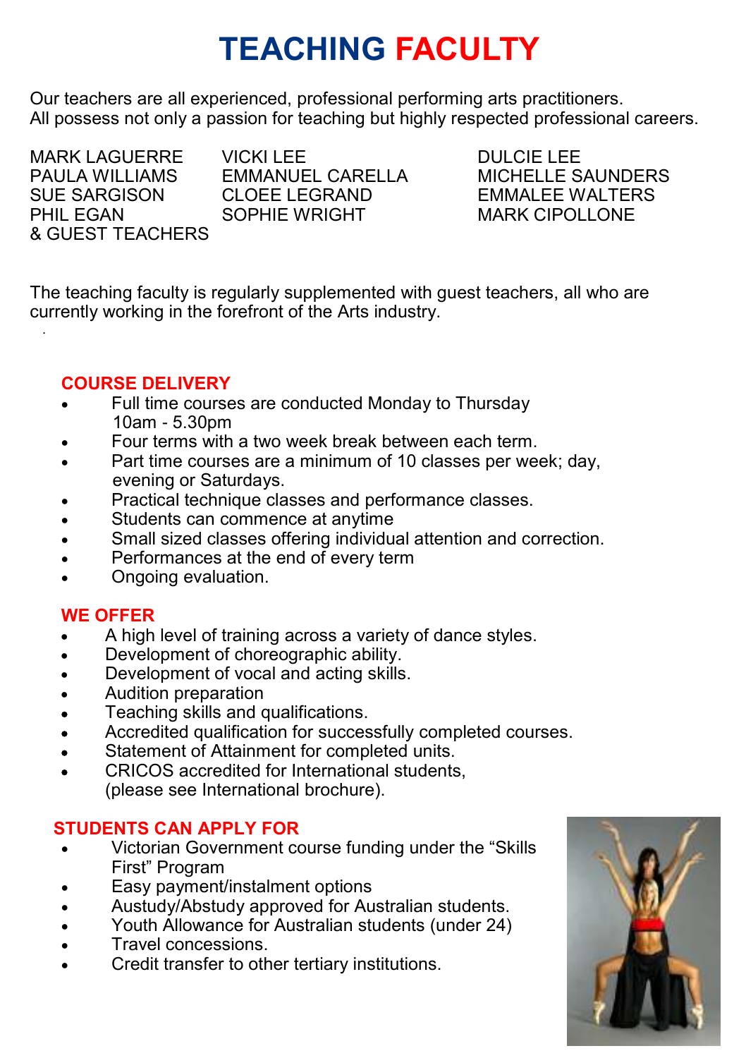# TEACHING FACULTY

Our teachers are all experienced, professional performing arts practitioners.
All possess not only a passion for teaching but highly respected professional careers.

MARK LAGUERRE
PAULA WILLIAMS
SUE SARGISON
PHIL EGAN
VICKI LEE
EMMANUEL CARELLA
CLOEE LEGRAND
SOPHIE WRIGHT
DULCIE LEE
MICHELLE SAUNDERS
EMMALEE WALTERS
MARK CIPOLLONE
& GUEST TEACHERS

The teaching faculty is regularly supplemented with guest teachers, all who are currently working in the forefront of the Arts industry.

## COURSE DELIVERY

- Full time courses are conducted Monday to Thursday 10am - 5.30pm
- Four terms with a two week break between each term.
- Part time courses are a minimum of 10 classes per week; day, evening or Saturdays.
- Practical technique classes and performance classes.
- Students can commence at anytime
- Small sized classes offering individual attention and correction.
- Performances at the end of every term
- Ongoing evaluation.

## WE OFFER

- A high level of training across a variety of dance styles.
- Development of choreographic ability.
- Development of vocal and acting skills.
- Audition preparation
- Teaching skills and qualifications.
- Accredited qualification for successfully completed courses.
- Statement of Attainment for completed units.
- CRICOS accredited for International students, (please see International brochure).

## STUDENTS CAN APPLY FOR

- Victorian Government course funding under the “Skills First” Program
- Easy payment/instalment options
- Austudy/Abstudy approved for Australian students.
- Youth Allowance for Australian students (under 24)
- Travel concessions.
- Credit transfer to other tertiary institutions.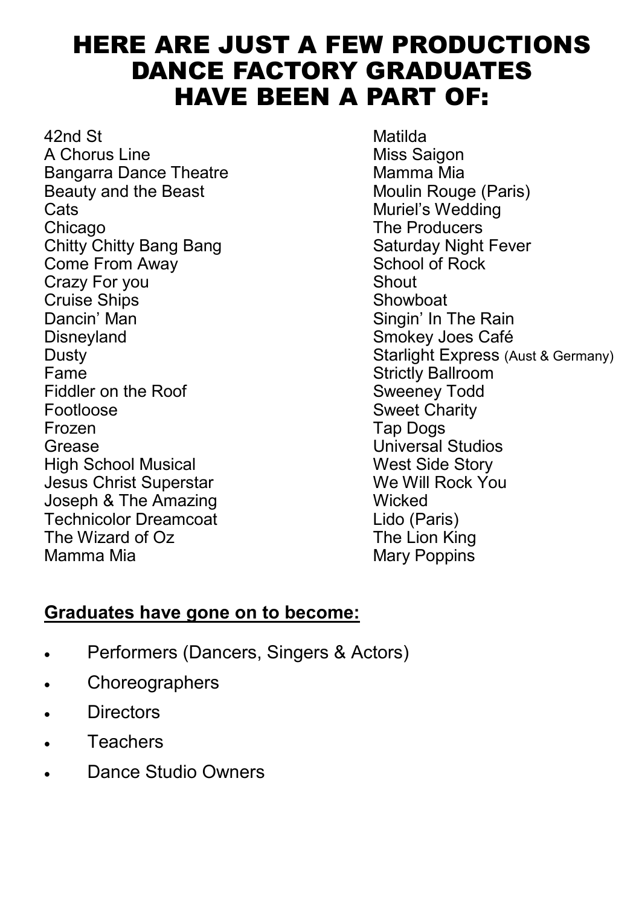# HERE ARE JUST A FEW PRODUCTIONS DANCE FACTORY GRADUATES HAVE BEEN A PART OF:

42nd St
A Chorus Line
Bangarra Dance Theatre
Beauty and the Beast
Cats
Chicago
Chitty Chitty Bang Bang
Come From Away
Crazy For you
Cruise Ships
Dancin' Man
Disneyland
Dusty
Fame
Fiddler on the Roof
Footloose
Frozen
Grease
High School Musical
Jesus Christ Superstar
Joseph & The Amazing
Technicolor Dreamcoat
The Wizard of Oz
Mamma Mia
Matilda
Miss Saigon
Mamma Mia
Moulin Rouge (Paris)
Muriel's Wedding
The Producers
Saturday Night Fever
School of Rock
Shout
Showboat
Singin' In The Rain
Smokey Joes Café
Starlight Express (Aust & Germany)
Strictly Ballroom
Sweeney Todd
Sweet Charity
Tap Dogs
Universal Studios
West Side Story
We Will Rock You
Wicked
Lido (Paris)
The Lion King
Mary Poppins

**<u>Graduates have gone on to become:</u>**

- Performers (Dancers, Singers & Actors)
- Choreographers
- Directors
- Teachers
- Dance Studio Owners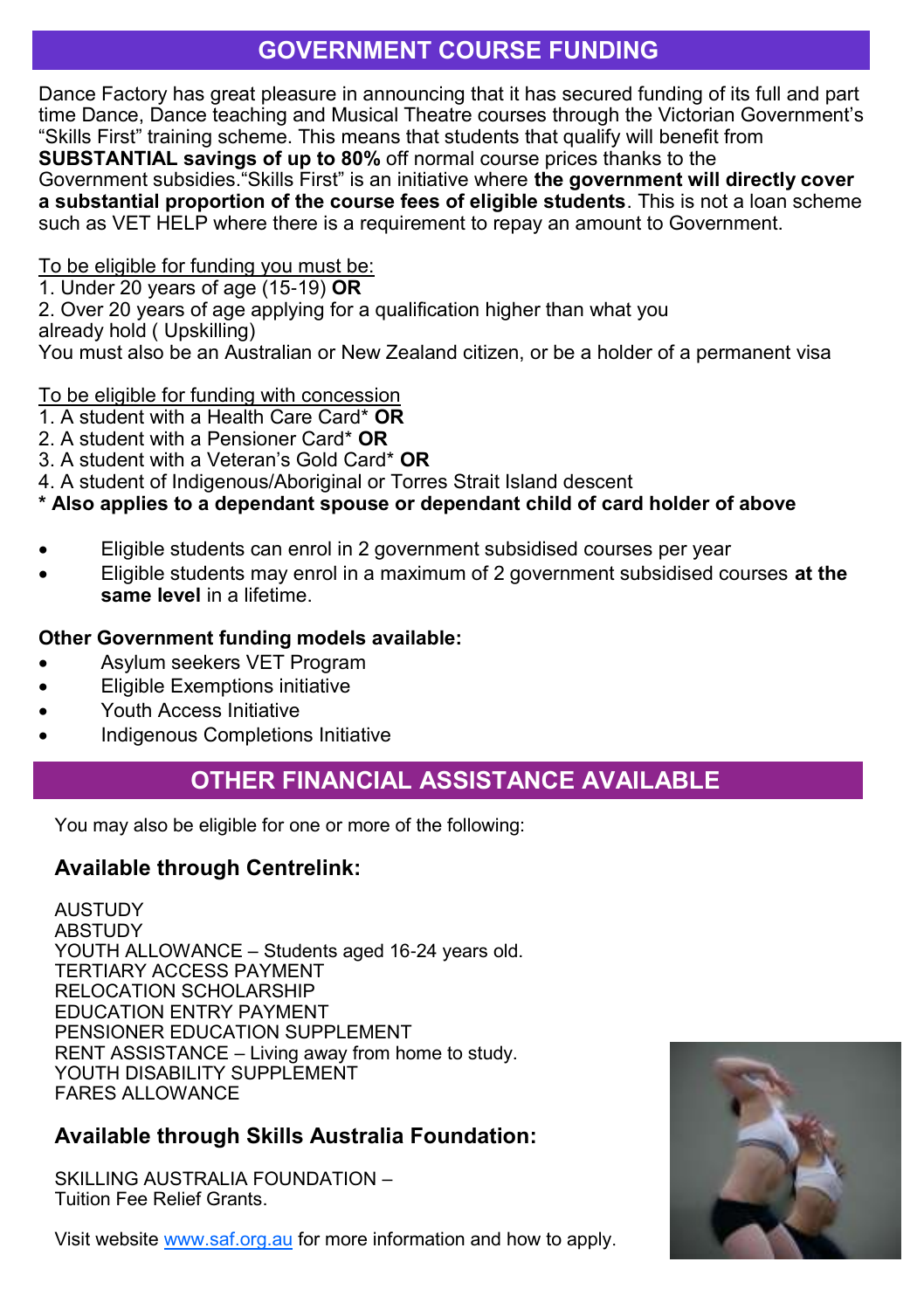## GOVERNMENT COURSE FUNDING

Dance Factory has great pleasure in announcing that it has secured funding of its full and part time Dance, Dance teaching and Musical Theatre courses through the Victorian Government's "Skills First" training scheme. This means that students that qualify will benefit from **SUBSTANTIAL savings of up to 80%** off normal course prices thanks to the Government subsidies."Skills First" is an initiative where **the government will directly cover a substantial proportion of the course fees of eligible students**. This is not a loan scheme such as VET HELP where there is a requirement to repay an amount to Government.

To be eligible for funding you must be:
1. Under 20 years of age (15-19) **OR**
2. Over 20 years of age applying for a qualification higher than what you already hold ( Upskilling)

You must also be an Australian or New Zealand citizen, or be a holder of a permanent visa

To be eligible for funding with concession
1. A student with a Health Care Card* **OR**
2. A student with a Pensioner Card* **OR**
3. A student with a Veteran's Gold Card* **OR**
4. A student of Indigenous/Aboriginal or Torres Strait Island descent

**\* Also applies to a dependant spouse or dependant child of card holder of above**

- Eligible students can enrol in 2 government subsidised courses per year
- Eligible students may enrol in a maximum of 2 government subsidised courses **at the same level** in a lifetime.

**Other Government funding models available:**

- Asylum seekers VET Program
- Eligible Exemptions initiative
- Youth Access Initiative
- Indigenous Completions Initiative

## OTHER FINANCIAL ASSISTANCE AVAILABLE

You may also be eligible for one or more of the following:

### Available through Centrelink:

AUSTUDY
ABSTUDY
YOUTH ALLOWANCE – Students aged 16-24 years old.
TERTIARY ACCESS PAYMENT
RELOCATION SCHOLARSHIP
EDUCATION ENTRY PAYMENT
PENSIONER EDUCATION SUPPLEMENT
RENT ASSISTANCE – Living away from home to study.
YOUTH DISABILITY SUPPLEMENT
FARES ALLOWANCE

### Available through Skills Australia Foundation:

SKILLING AUSTRALIA FOUNDATION –
Tuition Fee Relief Grants.

Visit website www.saf.org.au for more information and how to apply.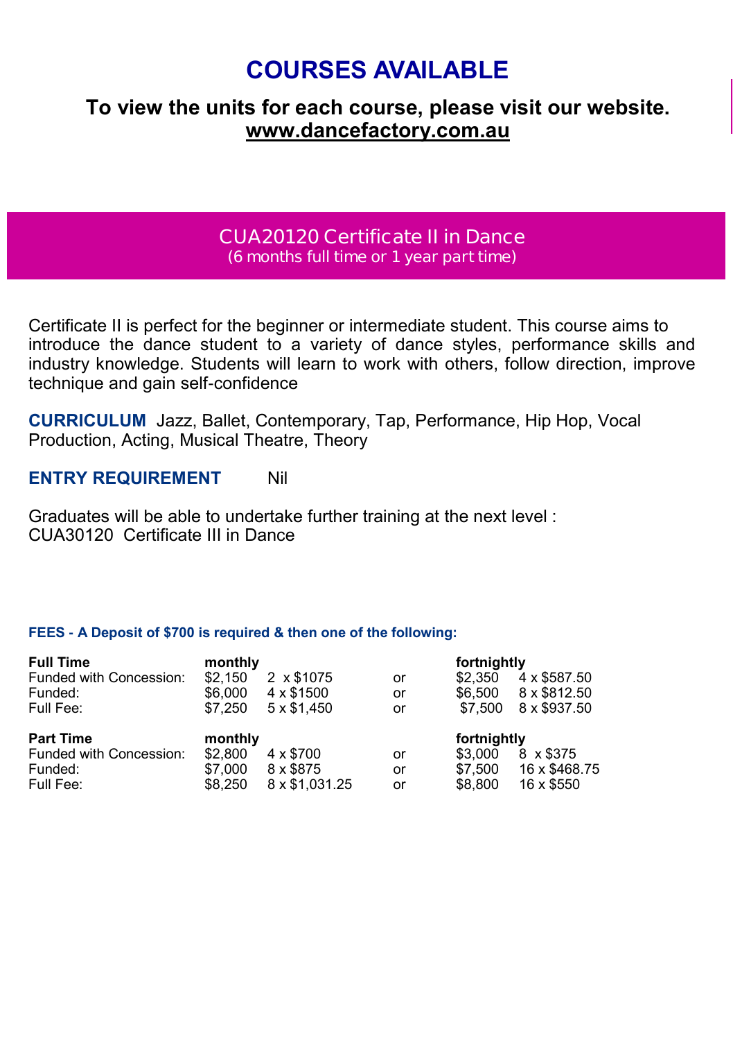# COURSES AVAILABLE

## To view the units for each course, please visit our website. www.dancefactory.com.au

## CUA20120 Certificate II in Dance
(6 months full time or 1 year part time)

Certificate II is perfect for the beginner or intermediate student. This course aims to introduce the dance student to a variety of dance styles, performance skills and industry knowledge. Students will learn to work with others, follow direction, improve technique and gain self-confidence

**CURRICULUM** Jazz, Ballet, Contemporary, Tap, Performance, Hip Hop, Vocal Production, Acting, Musical Theatre, Theory

**ENTRY REQUIREMENT** Nil

Graduates will be able to undertake further training at the next level :
CUA30120 Certificate III in Dance

**FEES - A Deposit of $700 is required & then one of the following:**

| **Full Time** | **monthly** | | | **fortnightly** | |
|---|---|---|---|---|---|
| Funded with Concession: | $2,150 | 2 x $1075 | or | $2,350 | 4 x $587.50 |
| Funded: | $6,000 | 4 x $1500 | or | $6,500 | 8 x $812.50 |
| Full Fee: | $7,250 | 5 x $1,450 | or | $7,500 | 8 x $937.50 |
| **Part Time** | **monthly** | | | **fortnightly** | |
| Funded with Concession: | $2,800 | 4 x $700 | or | $3,000 | 8 x $375 |
| Funded: | $7,000 | 8 x $875 | or | $7,500 | 16 x $468.75 |
| Full Fee: | $8,250 | 8 x $1,031.25 | or | $8,800 | 16 x $550 |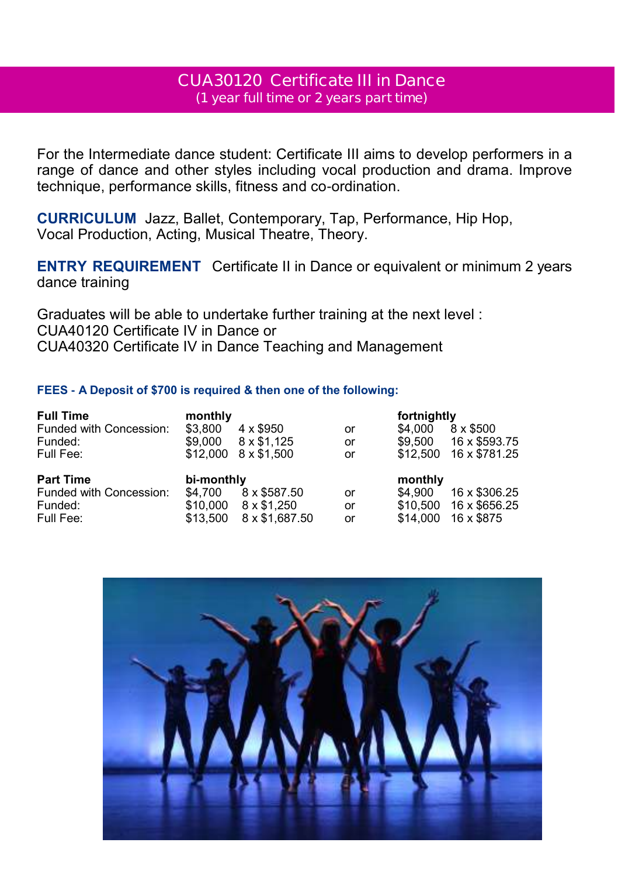# CUA30120 Certificate III in Dance
(1 year full time or 2 years part time)

For the Intermediate dance student: Certificate III aims to develop performers in a range of dance and other styles including vocal production and drama. Improve technique, performance skills, fitness and co-ordination.

**CURRICULUM** Jazz, Ballet, Contemporary, Tap, Performance, Hip Hop, Vocal Production, Acting, Musical Theatre, Theory.

**ENTRY REQUIREMENT** Certificate II in Dance or equivalent or minimum 2 years dance training

Graduates will be able to undertake further training at the next level :
CUA40120 Certificate IV in Dance or
CUA40320 Certificate IV in Dance Teaching and Management

**FEES - A Deposit of $700 is required & then one of the following:**

| **Full Time** | **monthly** | | | **fortnightly** | |
|---|---|---|---|---|---|
| Funded with Concession: | $3,800 | 4 x $950 | or | $4,000 | 8 x $500 |
| Funded: | $9,000 | 8 x $1,125 | or | $9,500 | 16 x $593.75 |
| Full Fee: | $12,000 | 8 x $1,500 | or | $12,500 | 16 x $781.25 |
| **Part Time** | **bi-monthly** | | | **monthly** | |
| Funded with Concession: | $4,700 | 8 x $587.50 | or | $4,900 | 16 x $306.25 |
| Funded: | $10,000 | 8 x $1,250 | or | $10,500 | 16 x $656.25 |
| Full Fee: | $13,500 | 8 x $1,687.50 | or | $14,000 | 16 x $875 |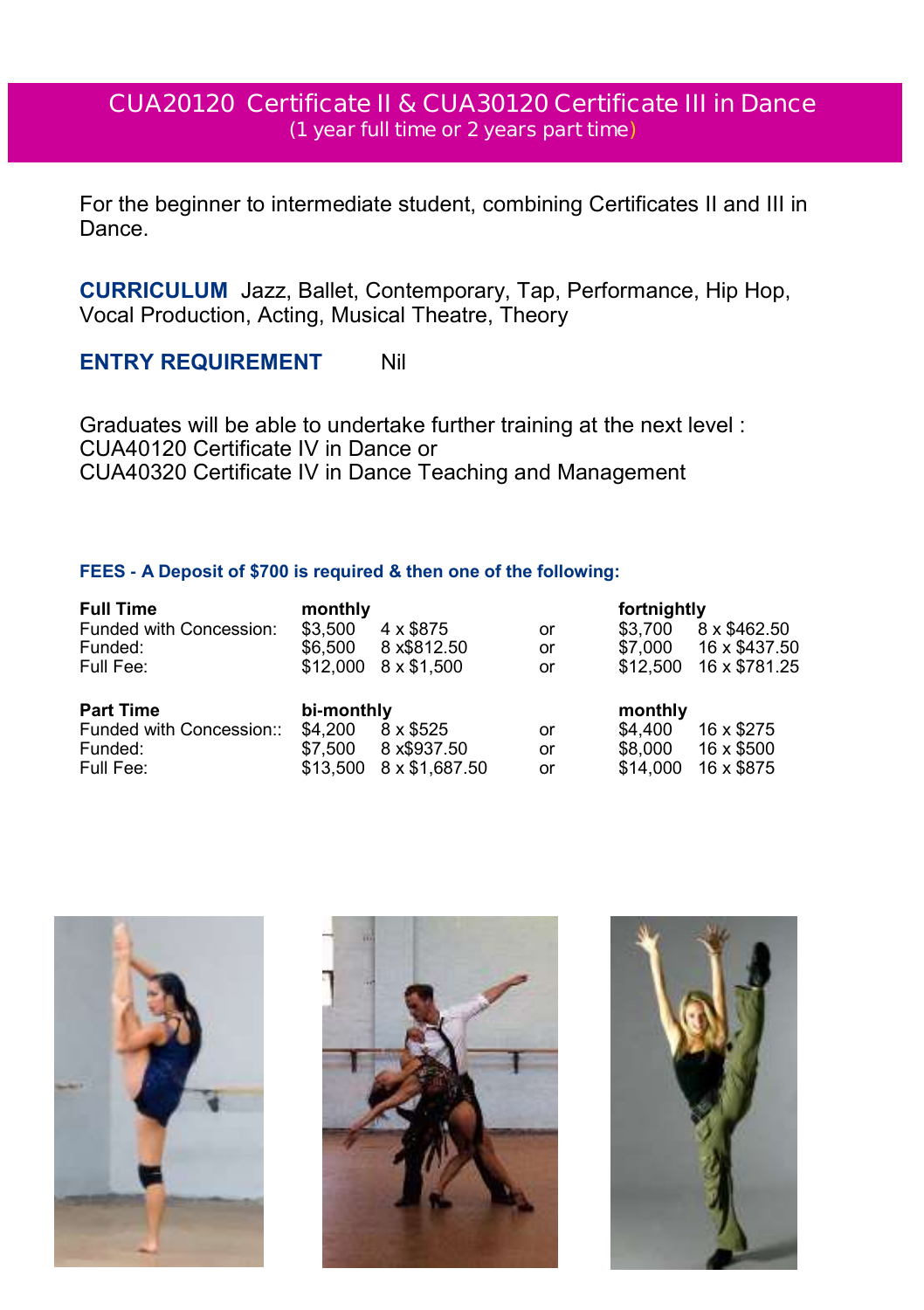# CUA20120 Certificate II & CUA30120 Certificate III in Dance

(1 year full time or 2 years part time)

For the beginner to intermediate student, combining Certificates II and III in Dance.

**CURRICULUM** Jazz, Ballet, Contemporary, Tap, Performance, Hip Hop, Vocal Production, Acting, Musical Theatre, Theory

**ENTRY REQUIREMENT** Nil

Graduates will be able to undertake further training at the next level :
CUA40120 Certificate IV in Dance or
CUA40320 Certificate IV in Dance Teaching and Management

**FEES - A Deposit of $700 is required & then one of the following:**

| **Full Time** | **monthly** | | | **fortnightly** | |
|---|---|---|---|---|---|
| Funded with Concession: | $3,500 | 4 x $875 | or | $3,700 | 8 x $462.50 |
| Funded: | $6,500 | 8 x$812.50 | or | $7,000 | 16 x $437.50 |
| Full Fee: | $12,000 | 8 x $1,500 | or | $12,500 | 16 x $781.25 |
| **Part Time** | **bi-monthly** | | | **monthly** | |
| Funded with Concession:: | $4,200 | 8 x $525 | or | $4,400 | 16 x $275 |
| Funded: | $7,500 | 8 x$937.50 | or | $8,000 | 16 x $500 |
| Full Fee: | $13,500 | 8 x $1,687.50 | or | $14,000 | 16 x $875 |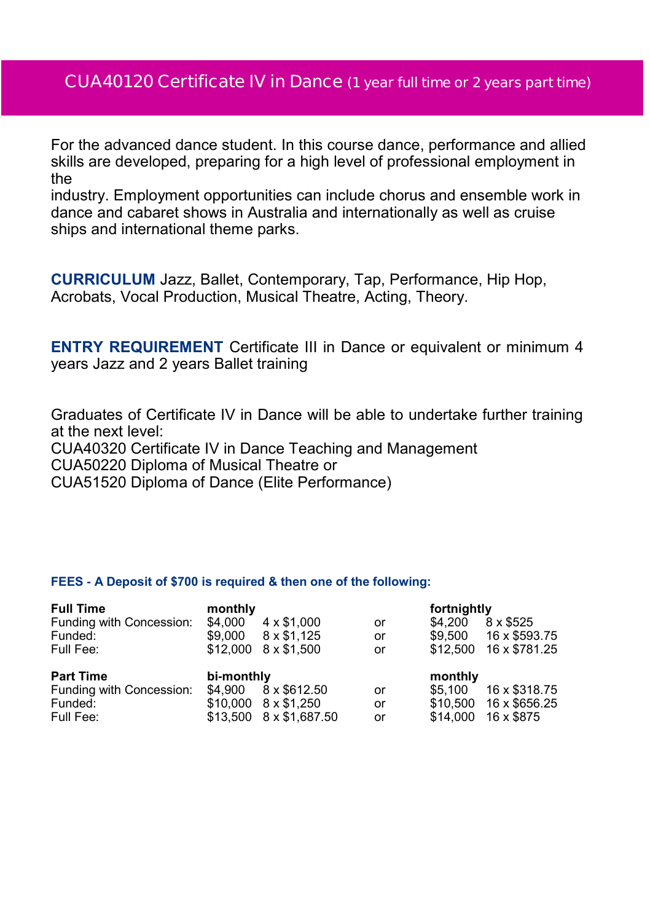# CUA40120 Certificate IV in Dance (1 year full time or 2 years part time)

For the advanced dance student. In this course dance, performance and allied skills are developed, preparing for a high level of professional employment in the
industry. Employment opportunities can include chorus and ensemble work in dance and cabaret shows in Australia and internationally as well as cruise ships and international theme parks.

**CURRICULUM** Jazz, Ballet, Contemporary, Tap, Performance, Hip Hop, Acrobats, Vocal Production, Musical Theatre, Acting, Theory.

**ENTRY REQUIREMENT** Certificate III in Dance or equivalent or minimum 4 years Jazz and 2 years Ballet training

Graduates of Certificate IV in Dance will be able to undertake further training at the next level:
CUA40320 Certificate IV in Dance Teaching and Management
CUA50220 Diploma of Musical Theatre or
CUA51520 Diploma of Dance (Elite Performance)

**FEES - A Deposit of $700 is required & then one of the following:**

| **Full Time** | **monthly** | | | **fortnightly** | |
|---|---|---|---|---|---|
| Funding with Concession: | $4,000 | 4 x $1,000 | or | $4,200 | 8 x $525 |
| Funded: | $9,000 | 8 x $1,125 | or | $9,500 | 16 x $593.75 |
| Full Fee: | $12,000 | 8 x $1,500 | or | $12,500 | 16 x $781.25 |
| **Part Time** | **bi-monthly** | | | **monthly** | |
| Funding with Concession: | $4,900 | 8 x $612.50 | or | $5,100 | 16 x $318.75 |
| Funded: | $10,000 | 8 x $1,250 | or | $10,500 | 16 x $656.25 |
| Full Fee: | $13,500 | 8 x $1,687.50 | or | $14,000 | 16 x $875 |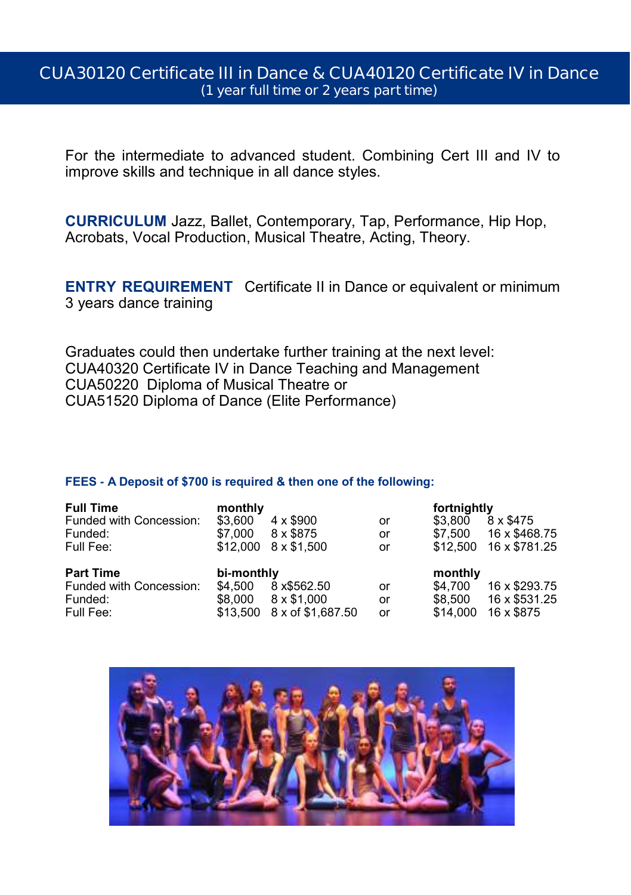# CUA30120 Certificate III in Dance & CUA40120 Certificate IV in Dance

(1 year full time or 2 years part time)

For the intermediate to advanced student. Combining Cert III and IV to improve skills and technique in all dance styles.

**CURRICULUM** Jazz, Ballet, Contemporary, Tap, Performance, Hip Hop, Acrobats, Vocal Production, Musical Theatre, Acting, Theory.

**ENTRY REQUIREMENT** Certificate II in Dance or equivalent or minimum 3 years dance training

Graduates could then undertake further training at the next level:
CUA40320 Certificate IV in Dance Teaching and Management
CUA50220 Diploma of Musical Theatre or
CUA51520 Diploma of Dance (Elite Performance)

**FEES - A Deposit of $700 is required & then one of the following:**

| **Full Time** | **monthly** | | | **fortnightly** | |
|---|---|---|---|---|---|
| Funded with Concession: | $3,600 | 4 x $900 | or | $3,800 | 8 x $475 |
| Funded: | $7,000 | 8 x $875 | or | $7,500 | 16 x $468.75 |
| Full Fee: | $12,000 | 8 x $1,500 | or | $12,500 | 16 x $781.25 |
| **Part Time** | **bi-monthly** | | | **monthly** | |
| Funded with Concession: | $4,500 | 8 x$562.50 | or | $4,700 | 16 x $293.75 |
| Funded: | $8,000 | 8 x $1,000 | or | $8,500 | 16 x $531.25 |
| Full Fee: | $13,500 | 8 x of $1,687.50 | or | $14,000 | 16 x $875 |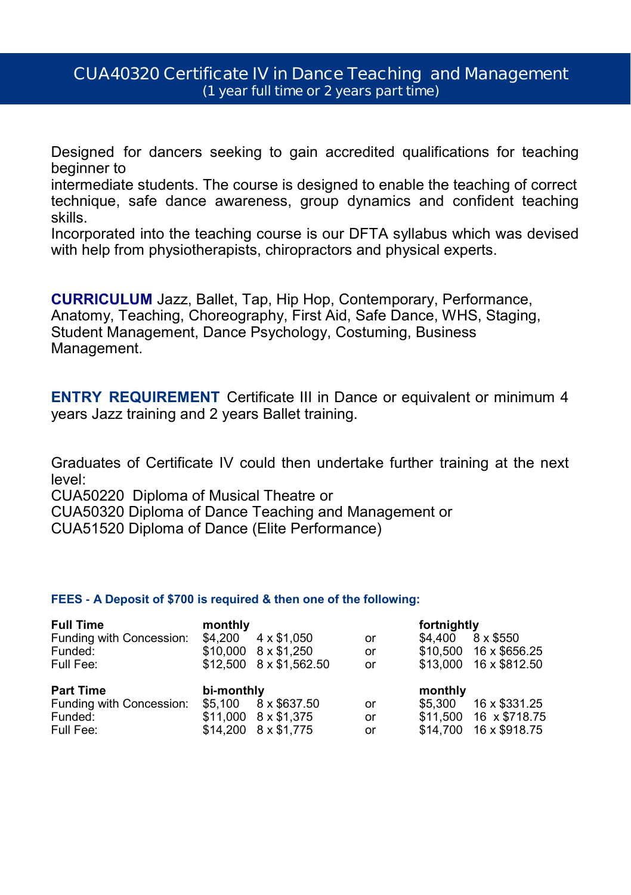# CUA40320 Certificate IV in Dance Teaching and Management

(1 year full time or 2 years part time)

Designed for dancers seeking to gain accredited qualifications for teaching beginner to intermediate students. The course is designed to enable the teaching of correct technique, safe dance awareness, group dynamics and confident teaching skills.

Incorporated into the teaching course is our DFTA syllabus which was devised with help from physiotherapists, chiropractors and physical experts.

**CURRICULUM** Jazz, Ballet, Tap, Hip Hop, Contemporary, Performance, Anatomy, Teaching, Choreography, First Aid, Safe Dance, WHS, Staging, Student Management, Dance Psychology, Costuming, Business Management.

**ENTRY REQUIREMENT** Certificate III in Dance or equivalent or minimum 4 years Jazz training and 2 years Ballet training.

Graduates of Certificate IV could then undertake further training at the next level:

CUA50220 Diploma of Musical Theatre or
CUA50320 Diploma of Dance Teaching and Management or
CUA51520 Diploma of Dance (Elite Performance)

**FEES - A Deposit of $700 is required & then one of the following:**

| **Full Time** | **monthly** | | | **fortnightly** | |
|---|---|---|---|---|---|
| Funding with Concession: | $4,200 | 4 x $1,050 | or | $4,400 | 8 x $550 |
| Funded: | $10,000 | 8 x $1,250 | or | $10,500 | 16 x $656.25 |
| Full Fee: | $12,500 | 8 x $1,562.50 | or | $13,000 | 16 x $812.50 |

| **Part Time** | **bi-monthly** | | | **monthly** | |
|---|---|---|---|---|---|
| Funding with Concession: | $5,100 | 8 x $637.50 | or | $5,300 | 16 x $331.25 |
| Funded: | $11,000 | 8 x $1,375 | or | $11,500 | 16 x $718.75 |
| Full Fee: | $14,200 | 8 x $1,775 | or | $14,700 | 16 x $918.75 |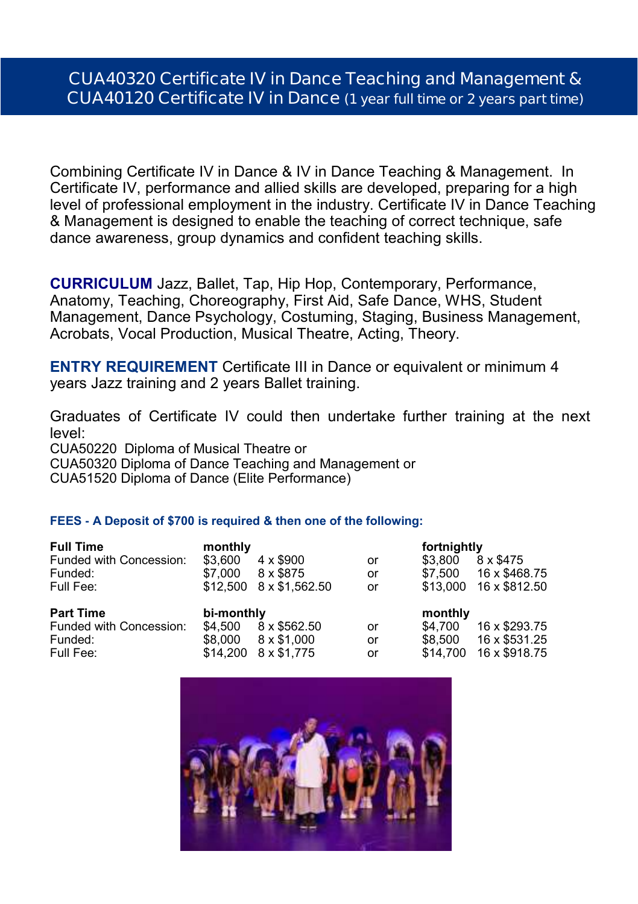# CUA40320 Certificate IV in Dance Teaching and Management & CUA40120 Certificate IV in Dance (1 year full time or 2 years part time)

Combining Certificate IV in Dance & IV in Dance Teaching & Management. In Certificate IV, performance and allied skills are developed, preparing for a high level of professional employment in the industry. Certificate IV in Dance Teaching & Management is designed to enable the teaching of correct technique, safe dance awareness, group dynamics and confident teaching skills.

**CURRICULUM** Jazz, Ballet, Tap, Hip Hop, Contemporary, Performance, Anatomy, Teaching, Choreography, First Aid, Safe Dance, WHS, Student Management, Dance Psychology, Costuming, Staging, Business Management, Acrobats, Vocal Production, Musical Theatre, Acting, Theory.

**ENTRY REQUIREMENT** Certificate III in Dance or equivalent or minimum 4 years Jazz training and 2 years Ballet training.

Graduates of Certificate IV could then undertake further training at the next level:
CUA50220 Diploma of Musical Theatre or
CUA50320 Diploma of Dance Teaching and Management or
CUA51520 Diploma of Dance (Elite Performance)

**FEES - A Deposit of $700 is required & then one of the following:**

| **Full Time** | **monthly** | | | **fortnightly** | |
|---|---|---|---|---|---|
| Funded with Concession: | $3,600 | 4 x $900 | or | $3,800 | 8 x $475 |
| Funded: | $7,000 | 8 x $875 | or | $7,500 | 16 x $468.75 |
| Full Fee: | $12,500 | 8 x $1,562.50 | or | $13,000 | 16 x $812.50 |
| **Part Time** | **bi-monthly** | | | **monthly** | |
| Funded with Concession: | $4,500 | 8 x $562.50 | or | $4,700 | 16 x $293.75 |
| Funded: | $8,000 | 8 x $1,000 | or | $8,500 | 16 x $531.25 |
| Full Fee: | $14,200 | 8 x $1,775 | or | $14,700 | 16 x $918.75 |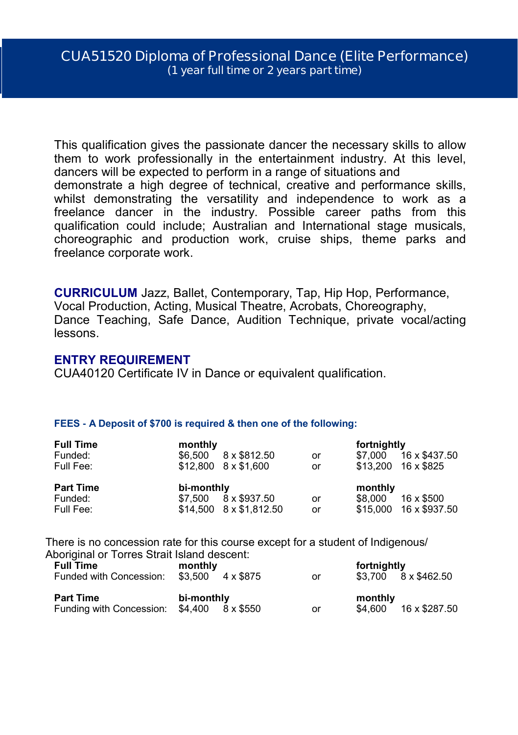# CUA51520 Diploma of Professional Dance (Elite Performance)

(1 year full time or 2 years part time)

This qualification gives the passionate dancer the necessary skills to allow them to work professionally in the entertainment industry. At this level, dancers will be expected to perform in a range of situations and demonstrate a high degree of technical, creative and performance skills, whilst demonstrating the versatility and independence to work as a freelance dancer in the industry. Possible career paths from this qualification could include; Australian and International stage musicals, choreographic and production work, cruise ships, theme parks and freelance corporate work.

**CURRICULUM** Jazz, Ballet, Contemporary, Tap, Hip Hop, Performance, Vocal Production, Acting, Musical Theatre, Acrobats, Choreography, Dance Teaching, Safe Dance, Audition Technique, private vocal/acting lessons.

**ENTRY REQUIREMENT**

CUA40120 Certificate IV in Dance or equivalent qualification.

**FEES - A Deposit of $700 is required & then one of the following:**

| **Full Time** | **monthly** | | | **fortnightly** | |
|---|---|---|---|---|---|
| Funded: | $6,500 | 8 x $812.50 | or | $7,000 | 16 x $437.50 |
| Full Fee: | $12,800 | 8 x $1,600 | or | $13,200 | 16 x $825 |
| **Part Time** | **bi-monthly** | | | **monthly** | |
| Funded: | $7,500 | 8 x $937.50 | or | $8,000 | 16 x $500 |
| Full Fee: | $14,500 | 8 x $1,812.50 | or | $15,000 | 16 x $937.50 |

There is no concession rate for this course except for a student of Indigenous/ Aboriginal or Torres Strait Island descent:

| **Full Time** | **monthly** | | | **fortnightly** | |
|---|---|---|---|---|---|
| Funded with Concession: | $3,500 | 4 x $875 | or | $3,700 | 8 x $462.50 |
| **Part Time** | **bi-monthly** | | | **monthly** | |
| Funding with Concession: | $4,400 | 8 x $550 | or | $4,600 | 16 x $287.50 |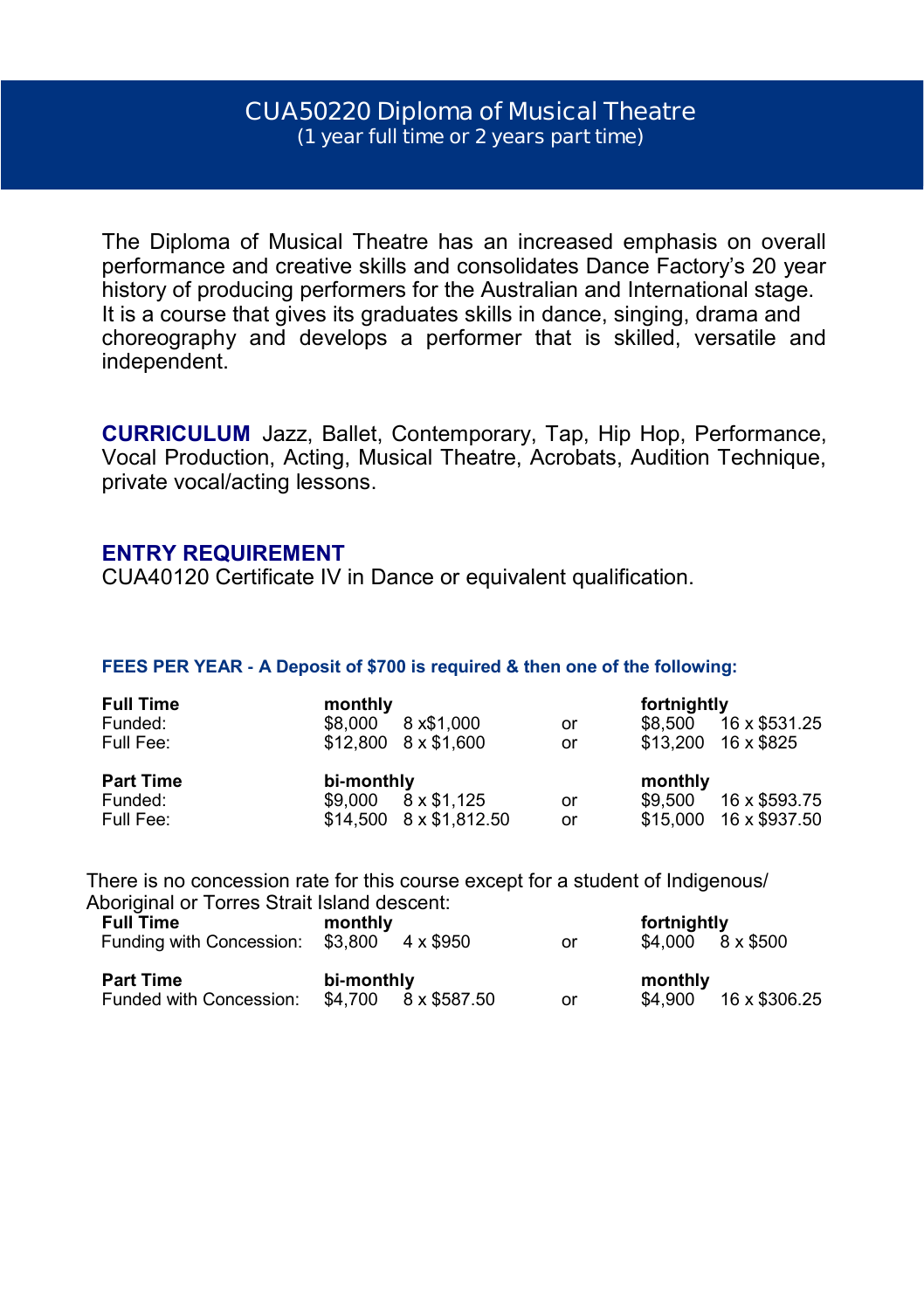# CUA50220 Diploma of Musical Theatre
(1 year full time or 2 years part time)

The Diploma of Musical Theatre has an increased emphasis on overall performance and creative skills and consolidates Dance Factory's 20 year history of producing performers for the Australian and International stage. It is a course that gives its graduates skills in dance, singing, drama and choreography and develops a performer that is skilled, versatile and independent.

**CURRICULUM** Jazz, Ballet, Contemporary, Tap, Hip Hop, Performance, Vocal Production, Acting, Musical Theatre, Acrobats, Audition Technique, private vocal/acting lessons.

**ENTRY REQUIREMENT**
CUA40120 Certificate IV in Dance or equivalent qualification.

**FEES PER YEAR - A Deposit of $700 is required & then one of the following:**

| **Full Time** | **monthly** | | | **fortnightly** | |
|---|---|---|---|---|---|
| Funded: | $8,000 | 8 x$1,000 | or | $8,500 | 16 x $531.25 |
| Full Fee: | $12,800 | 8 x $1,600 | or | $13,200 | 16 x $825 |
| **Part Time** | **bi-monthly** | | | **monthly** | |
| Funded: | $9,000 | 8 x $1,125 | or | $9,500 | 16 x $593.75 |
| Full Fee: | $14,500 | 8 x $1,812.50 | or | $15,000 | 16 x $937.50 |

There is no concession rate for this course except for a student of Indigenous/ Aboriginal or Torres Strait Island descent:

| **Full Time** | **monthly** | | | **fortnightly** | |
|---|---|---|---|---|---|
| Funding with Concession: | $3,800 | 4 x $950 | or | $4,000 | 8 x $500 |
| **Part Time** | **bi-monthly** | | | **monthly** | |
| Funded with Concession: | $4,700 | 8 x $587.50 | or | $4,900 | 16 x $306.25 |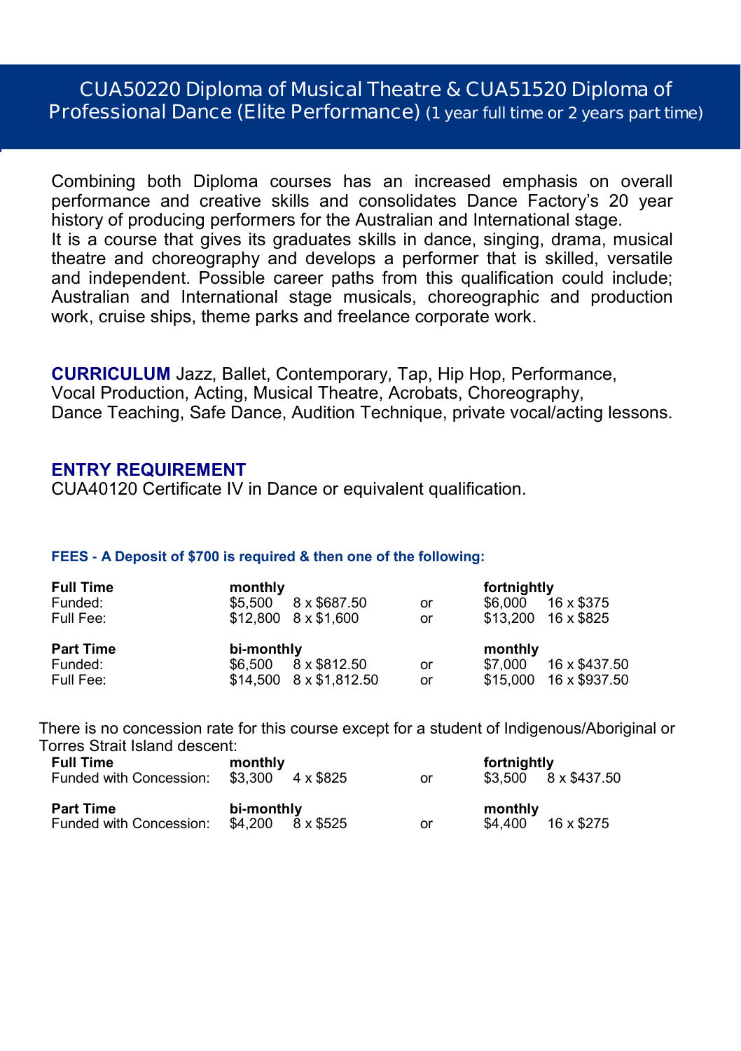## CUA50220 Diploma of Musical Theatre & CUA51520 Diploma of Professional Dance (Elite Performance) (1 year full time or 2 years part time)

Combining both Diploma courses has an increased emphasis on overall performance and creative skills and consolidates Dance Factory's 20 year history of producing performers for the Australian and International stage.
It is a course that gives its graduates skills in dance, singing, drama, musical theatre and choreography and develops a performer that is skilled, versatile and independent. Possible career paths from this qualification could include; Australian and International stage musicals, choreographic and production work, cruise ships, theme parks and freelance corporate work.

**CURRICULUM** Jazz, Ballet, Contemporary, Tap, Hip Hop, Performance, Vocal Production, Acting, Musical Theatre, Acrobats, Choreography, Dance Teaching, Safe Dance, Audition Technique, private vocal/acting lessons.

**ENTRY REQUIREMENT**
CUA40120 Certificate IV in Dance or equivalent qualification.

**FEES - A Deposit of $700 is required & then one of the following:**

| | | | | | |
|---|---|---|---|---|---|
| **Full Time** | **monthly** | | | **fortnightly** | |
| Funded: | $5,500 | 8 x $687.50 | or | $6,000 | 16 x $375 |
| Full Fee: | $12,800 | 8 x $1,600 | or | $13,200 | 16 x $825 |
| **Part Time** | **bi-monthly** | | | **monthly** | |
| Funded: | $6,500 | 8 x $812.50 | or | $7,000 | 16 x $437.50 |
| Full Fee: | $14,500 | 8 x $1,812.50 | or | $15,000 | 16 x $937.50 |

There is no concession rate for this course except for a student of Indigenous/Aboriginal or Torres Strait Island descent:

| | | | | | |
|---|---|---|---|---|---|
| **Full Time** | **monthly** | | | **fortnightly** | |
| Funded with Concession: | $3,300 | 4 x $825 | or | $3,500 | 8 x $437.50 |
| **Part Time** | **bi-monthly** | | | **monthly** | |
| Funded with Concession: | $4,200 | 8 x $525 | or | $4,400 | 16 x $275 |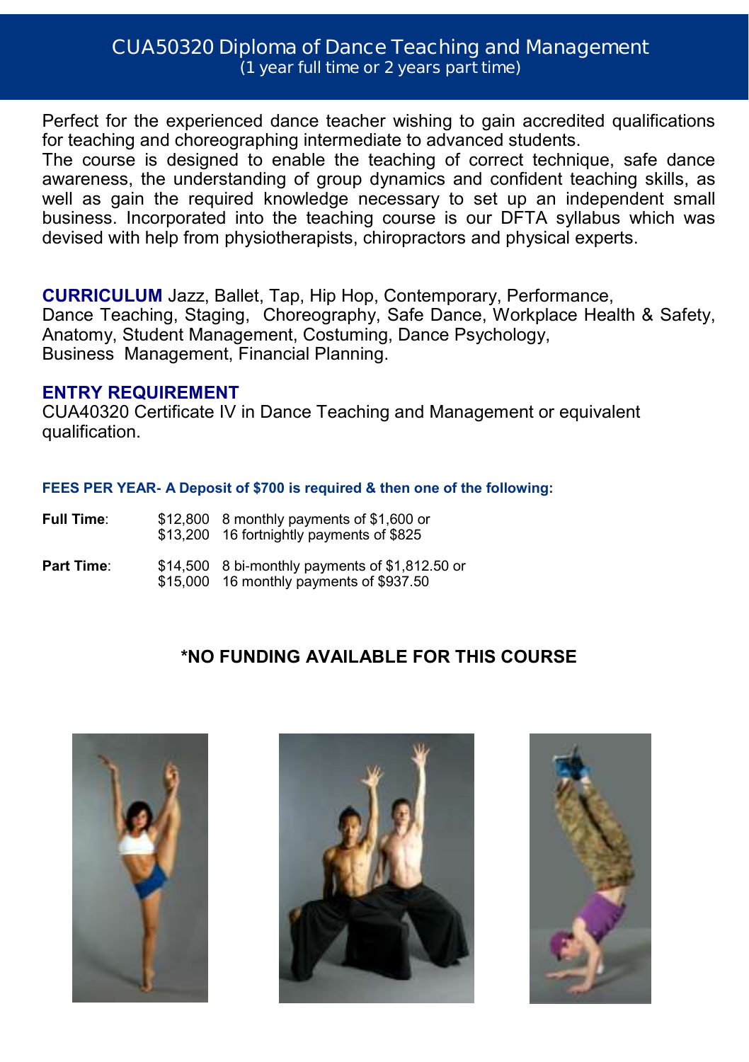# CUA50320 Diploma of Dance Teaching and Management

(1 year full time or 2 years part time)

Perfect for the experienced dance teacher wishing to gain accredited qualifications for teaching and choreographing intermediate to advanced students.
The course is designed to enable the teaching of correct technique, safe dance awareness, the understanding of group dynamics and confident teaching skills, as well as gain the required knowledge necessary to set up an independent small business. Incorporated into the teaching course is our DFTA syllabus which was devised with help from physiotherapists, chiropractors and physical experts.

**CURRICULUM** Jazz, Ballet, Tap, Hip Hop, Contemporary, Performance, Dance Teaching, Staging, Choreography, Safe Dance, Workplace Health & Safety, Anatomy, Student Management, Costuming, Dance Psychology, Business Management, Financial Planning.

## ENTRY REQUIREMENT

CUA40320 Certificate IV in Dance Teaching and Management or equivalent qualification.

### FEES PER YEAR- A Deposit of $700 is required & then one of the following:

| | | |
|---|---|---|
| **Full Time**: | $12,800 | 8 monthly payments of $1,600 or |
| | $13,200 | 16 fortnightly payments of $825 |
| **Part Time**: | $14,500 | 8 bi-monthly payments of $1,812.50 or |
| | $15,000 | 16 monthly payments of $937.50 |

**\*NO FUNDING AVAILABLE FOR THIS COURSE**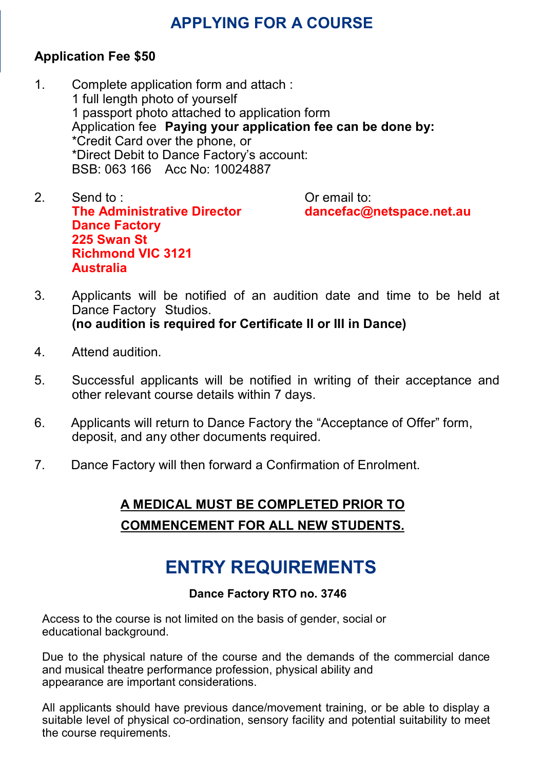# APPLYING FOR A COURSE

**Application Fee $50**

1. Complete application form and attach :
   1 full length photo of yourself
   1 passport photo attached to application form
   Application fee **Paying your application fee can be done by:**
   *Credit Card over the phone, or
   *Direct Debit to Dance Factory's account:
   BSB: 063 166 Acc No: 10024887

2. Send to :
   **The Administrative Director**
   **Dance Factory**
   **225 Swan St**
   **Richmond VIC 3121**
   **Australia**

   Or email to:
   **dancefac@netspace.net.au**

3. Applicants will be notified of an audition date and time to be held at Dance Factory Studios.
   **(no audition is required for Certificate II or III in Dance)**

4. Attend audition.

5. Successful applicants will be notified in writing of their acceptance and other relevant course details within 7 days.

6. Applicants will return to Dance Factory the "Acceptance of Offer" form, deposit, and any other documents required.

7. Dance Factory will then forward a Confirmation of Enrolment.

**A MEDICAL MUST BE COMPLETED PRIOR TO COMMENCEMENT FOR ALL NEW STUDENTS.**

# ENTRY REQUIREMENTS

**Dance Factory RTO no. 3746**

Access to the course is not limited on the basis of gender, social or educational background.

Due to the physical nature of the course and the demands of the commercial dance and musical theatre performance profession, physical ability and appearance are important considerations.

All applicants should have previous dance/movement training, or be able to display a suitable level of physical co-ordination, sensory facility and potential suitability to meet the course requirements.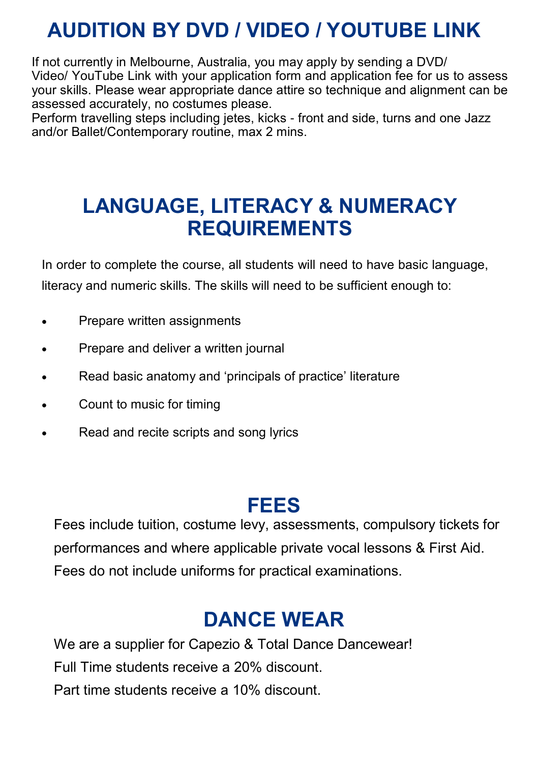# AUDITION BY DVD / VIDEO / YOUTUBE LINK

If not currently in Melbourne, Australia, you may apply by sending a DVD/ Video/ YouTube Link with your application form and application fee for us to assess your skills. Please wear appropriate dance attire so technique and alignment can be assessed accurately, no costumes please.
Perform travelling steps including jetes, kicks - front and side, turns and one Jazz and/or Ballet/Contemporary routine, max 2 mins.

# LANGUAGE, LITERACY & NUMERACY REQUIREMENTS

In order to complete the course, all students will need to have basic language, literacy and numeric skills. The skills will need to be sufficient enough to:

- Prepare written assignments
- Prepare and deliver a written journal
- Read basic anatomy and 'principals of practice' literature
- Count to music for timing
- Read and recite scripts and song lyrics

# FEES

Fees include tuition, costume levy, assessments, compulsory tickets for performances and where applicable private vocal lessons & First Aid. Fees do not include uniforms for practical examinations.

# DANCE WEAR

We are a supplier for Capezio & Total Dance Dancewear!
Full Time students receive a 20% discount.
Part time students receive a 10% discount.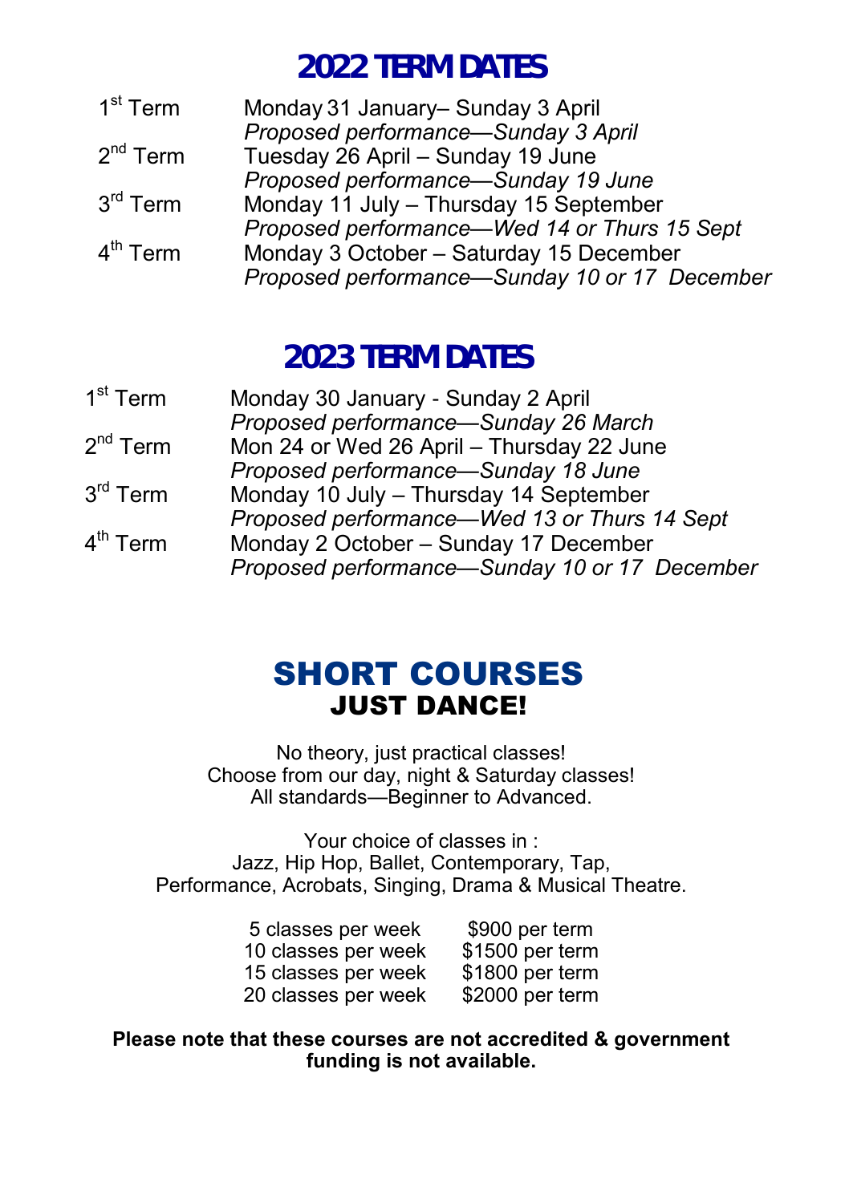# 2022 TERM DATES

| | |
|---|---|
| 1st Term | Monday 31 January– Sunday 3 April |
| | *Proposed performance—Sunday 3 April* |
| 2nd Term | Tuesday 26 April – Sunday 19 June |
| | *Proposed performance—Sunday 19 June* |
| 3rd Term | Monday 11 July – Thursday 15 September |
| | *Proposed performance—Wed 14 or Thurs 15 Sept* |
| 4th Term | Monday 3 October – Saturday 15 December |
| | *Proposed performance—Sunday 10 or 17 December* |

# 2023 TERM DATES

| | |
|---|---|
| 1st Term | Monday 30 January - Sunday 2 April |
| | *Proposed performance—Sunday 26 March* |
| 2nd Term | Mon 24 or Wed 26 April – Thursday 22 June |
| | *Proposed performance—Sunday 18 June* |
| 3rd Term | Monday 10 July – Thursday 14 September |
| | *Proposed performance—Wed 13 or Thurs 14 Sept* |
| 4th Term | Monday 2 October – Sunday 17 December |
| | *Proposed performance—Sunday 10 or 17 December* |

# SHORT COURSES
## JUST DANCE!

No theory, just practical classes!
Choose from our day, night & Saturday classes!
All standards—Beginner to Advanced.

Your choice of classes in :
Jazz, Hip Hop, Ballet, Contemporary, Tap,
Performance, Acrobats, Singing, Drama & Musical Theatre.

| | |
|---|---|
| 5 classes per week | $900 per term |
| 10 classes per week | $1500 per term |
| 15 classes per week | $1800 per term |
| 20 classes per week | $2000 per term |

**Please note that these courses are not accredited & government funding is not available.**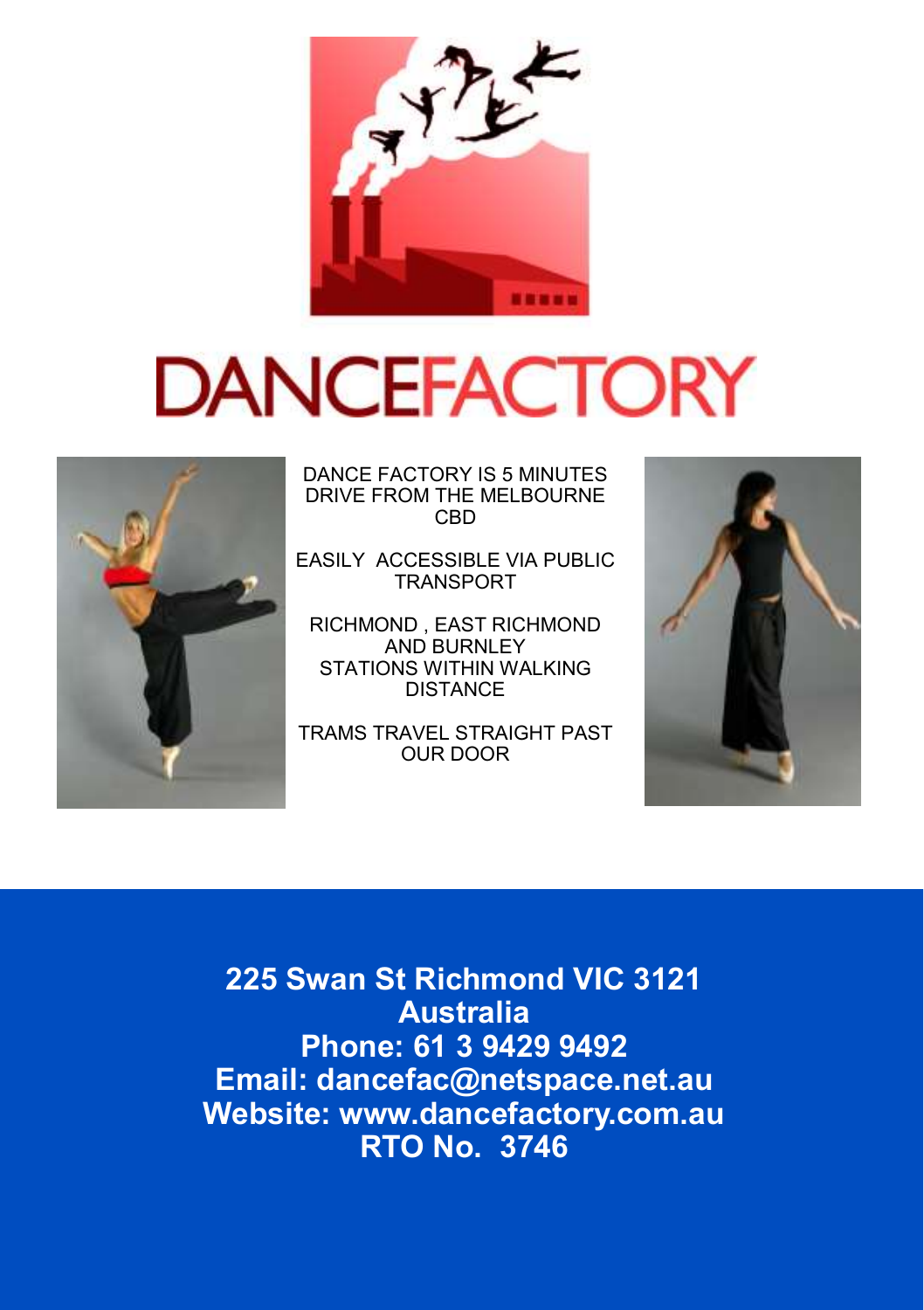# DANCEFACTORY

DANCE FACTORY IS 5 MINUTES DRIVE FROM THE MELBOURNE CBD

EASILY ACCESSIBLE VIA PUBLIC TRANSPORT

RICHMOND , EAST RICHMOND AND BURNLEY STATIONS WITHIN WALKING DISTANCE

TRAMS TRAVEL STRAIGHT PAST OUR DOOR

**225 Swan St Richmond VIC 3121**
**Australia**
**Phone: 61 3 9429 9492**
**Email: dancefac@netspace.net.au**
**Website: www.dancefactory.com.au**
**RTO No. 3746**